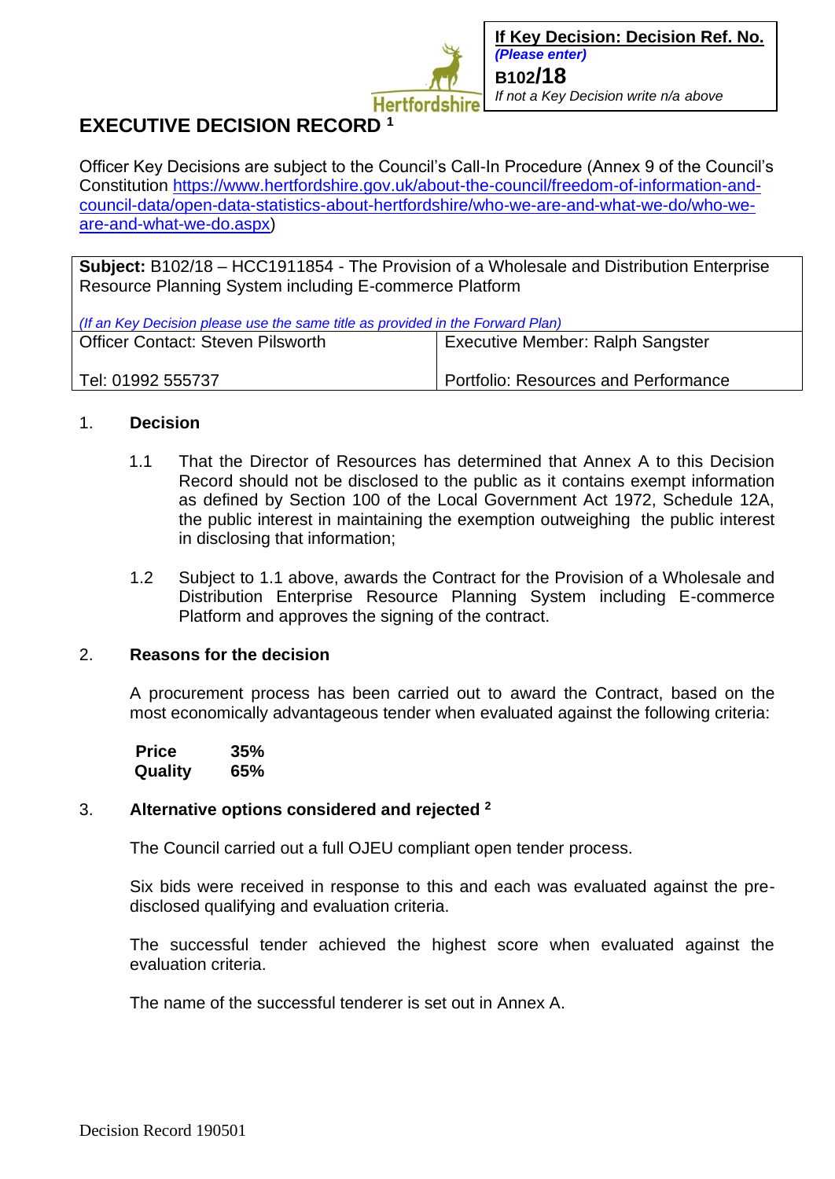**If Key Decision: Decision Ref. No.**
***(Please enter)***
**B102/18**
*If not a Key Decision write n/a above*

# EXECUTIVE DECISION RECORD [1]

Officer Key Decisions are subject to the Council's Call-In Procedure (Annex 9 of the Council's Constitution https://www.hertfordshire.gov.uk/about-the-council/freedom-of-information-and-council-data/open-data-statistics-about-hertfordshire/who-we-are-and-what-we-do/who-we-are-and-what-we-do.aspx)

| **Subject:** B102/18 – HCC1911854 - The Provision of a Wholesale and Distribution Enterprise Resource Planning System including E-commerce Platform<br><br>*(If an Key Decision please use the same title as provided in the Forward Plan)* | |
|---|---|
| Officer Contact: Steven Pilsworth<br><br>Tel: 01992 555737 | Executive Member: Ralph Sangster<br><br>Portfolio: Resources and Performance |

## 1. Decision

1.1 That the Director of Resources has determined that Annex A to this Decision Record should not be disclosed to the public as it contains exempt information as defined by Section 100 of the Local Government Act 1972, Schedule 12A, the public interest in maintaining the exemption outweighing the public interest in disclosing that information;

1.2 Subject to 1.1 above, awards the Contract for the Provision of a Wholesale and Distribution Enterprise Resource Planning System including E-commerce Platform and approves the signing of the contract.

## 2. Reasons for the decision

A procurement process has been carried out to award the Contract, based on the most economically advantageous tender when evaluated against the following criteria:

| | |
|---|---|
| **Price** | **35%** |
| **Quality** | **65%** |

## 3. Alternative options considered and rejected [2]

The Council carried out a full OJEU compliant open tender process.

Six bids were received in response to this and each was evaluated against the pre-disclosed qualifying and evaluation criteria.

The successful tender achieved the highest score when evaluated against the evaluation criteria.

The name of the successful tenderer is set out in Annex A.

Decision Record 190501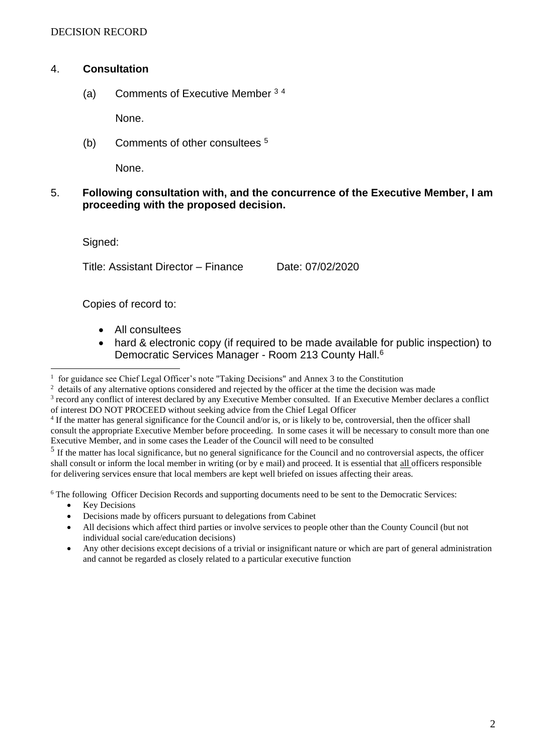DECISION RECORD

## 4. Consultation

(a) Comments of Executive Member [3] [4]

None.

(b) Comments of other consultees [5]

None.

**5. Following consultation with, and the concurrence of the Executive Member, I am proceeding with the proposed decision.**

Signed:

Title: Assistant Director – Finance Date: 07/02/2020

Copies of record to:

- All consultees
- hard & electronic copy (if required to be made available for public inspection) to Democratic Services Manager - Room 213 County Hall.[6]

---

[1] for guidance see Chief Legal Officer's note "Taking Decisions" and Annex 3 to the Constitution

[2] details of any alternative options considered and rejected by the officer at the time the decision was made

[3] record any conflict of interest declared by any Executive Member consulted. If an Executive Member declares a conflict of interest DO NOT PROCEED without seeking advice from the Chief Legal Officer

[4] If the matter has general significance for the Council and/or is, or is likely to be, controversial, then the officer shall consult the appropriate Executive Member before proceeding. In some cases it will be necessary to consult more than one Executive Member, and in some cases the Leader of the Council will need to be consulted

[5] If the matter has local significance, but no general significance for the Council and no controversial aspects, the officer shall consult or inform the local member in writing (or by e mail) and proceed. It is essential that all officers responsible for delivering services ensure that local members are kept well briefed on issues affecting their areas.

[6] The following Officer Decision Records and supporting documents need to be sent to the Democratic Services:

- Key Decisions
- Decisions made by officers pursuant to delegations from Cabinet
- All decisions which affect third parties or involve services to people other than the County Council (but not individual social care/education decisions)
- Any other decisions except decisions of a trivial or insignificant nature or which are part of general administration and cannot be regarded as closely related to a particular executive function